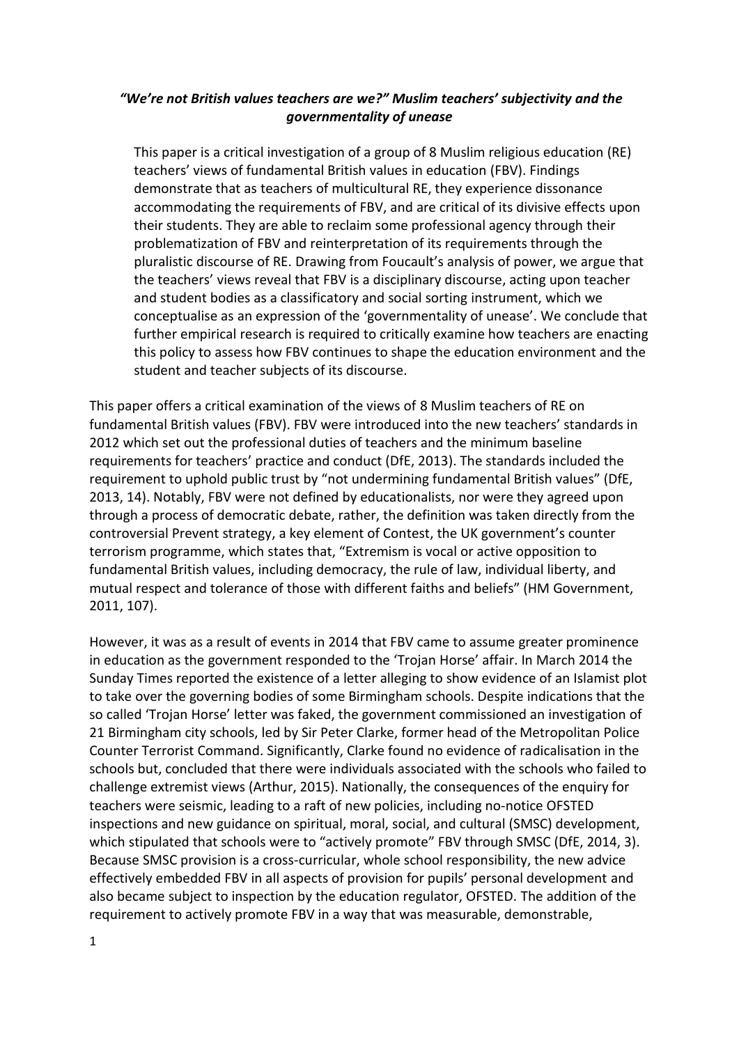# *"We're not British values teachers are we?" Muslim teachers' subjectivity and the governmentality of unease*

> This paper is a critical investigation of a group of 8 Muslim religious education (RE) teachers' views of fundamental British values in education (FBV). Findings demonstrate that as teachers of multicultural RE, they experience dissonance accommodating the requirements of FBV, and are critical of its divisive effects upon their students. They are able to reclaim some professional agency through their problematization of FBV and reinterpretation of its requirements through the pluralistic discourse of RE. Drawing from Foucault's analysis of power, we argue that the teachers' views reveal that FBV is a disciplinary discourse, acting upon teacher and student bodies as a classificatory and social sorting instrument, which we conceptualise as an expression of the 'governmentality of unease'. We conclude that further empirical research is required to critically examine how teachers are enacting this policy to assess how FBV continues to shape the education environment and the student and teacher subjects of its discourse.

This paper offers a critical examination of the views of 8 Muslim teachers of RE on fundamental British values (FBV). FBV were introduced into the new teachers' standards in 2012 which set out the professional duties of teachers and the minimum baseline requirements for teachers' practice and conduct (DfE, 2013). The standards included the requirement to uphold public trust by "not undermining fundamental British values" (DfE, 2013, 14). Notably, FBV were not defined by educationalists, nor were they agreed upon through a process of democratic debate, rather, the definition was taken directly from the controversial Prevent strategy, a key element of Contest, the UK government's counter terrorism programme, which states that, "Extremism is vocal or active opposition to fundamental British values, including democracy, the rule of law, individual liberty, and mutual respect and tolerance of those with different faiths and beliefs" (HM Government, 2011, 107).

However, it was as a result of events in 2014 that FBV came to assume greater prominence in education as the government responded to the 'Trojan Horse' affair. In March 2014 the Sunday Times reported the existence of a letter alleging to show evidence of an Islamist plot to take over the governing bodies of some Birmingham schools. Despite indications that the so called 'Trojan Horse' letter was faked, the government commissioned an investigation of 21 Birmingham city schools, led by Sir Peter Clarke, former head of the Metropolitan Police Counter Terrorist Command. Significantly, Clarke found no evidence of radicalisation in the schools but, concluded that there were individuals associated with the schools who failed to challenge extremist views (Arthur, 2015). Nationally, the consequences of the enquiry for teachers were seismic, leading to a raft of new policies, including no-notice OFSTED inspections and new guidance on spiritual, moral, social, and cultural (SMSC) development, which stipulated that schools were to "actively promote" FBV through SMSC (DfE, 2014, 3). Because SMSC provision is a cross-curricular, whole school responsibility, the new advice effectively embedded FBV in all aspects of provision for pupils' personal development and also became subject to inspection by the education regulator, OFSTED. The addition of the requirement to actively promote FBV in a way that was measurable, demonstrable,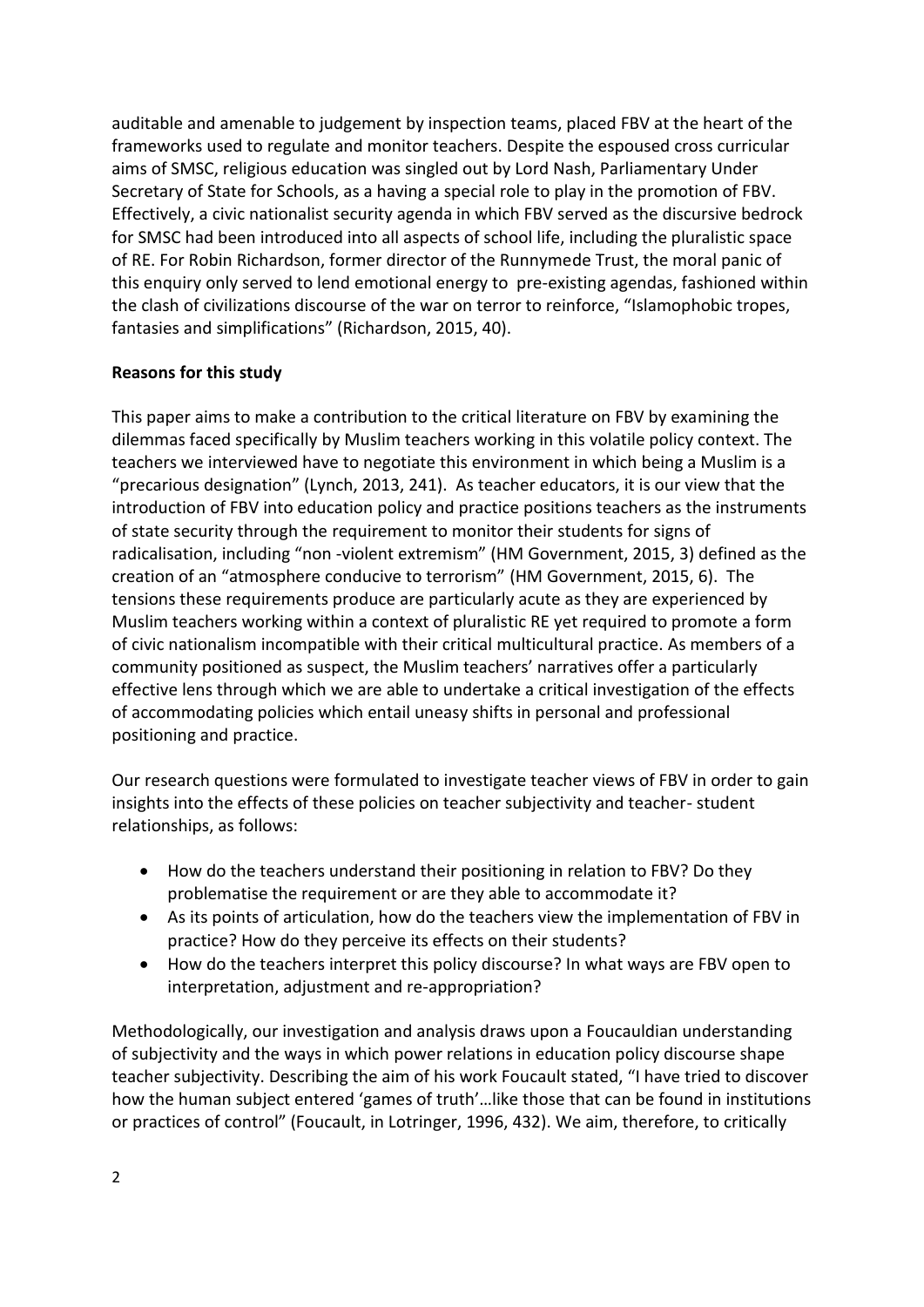auditable and amenable to judgement by inspection teams, placed FBV at the heart of the frameworks used to regulate and monitor teachers. Despite the espoused cross curricular aims of SMSC, religious education was singled out by Lord Nash, Parliamentary Under Secretary of State for Schools, as a having a special role to play in the promotion of FBV. Effectively, a civic nationalist security agenda in which FBV served as the discursive bedrock for SMSC had been introduced into all aspects of school life, including the pluralistic space of RE. For Robin Richardson, former director of the Runnymede Trust, the moral panic of this enquiry only served to lend emotional energy to pre-existing agendas, fashioned within the clash of civilizations discourse of the war on terror to reinforce, "Islamophobic tropes, fantasies and simplifications" (Richardson, 2015, 40).

**Reasons for this study**

This paper aims to make a contribution to the critical literature on FBV by examining the dilemmas faced specifically by Muslim teachers working in this volatile policy context. The teachers we interviewed have to negotiate this environment in which being a Muslim is a "precarious designation" (Lynch, 2013, 241). As teacher educators, it is our view that the introduction of FBV into education policy and practice positions teachers as the instruments of state security through the requirement to monitor their students for signs of radicalisation, including "non -violent extremism" (HM Government, 2015, 3) defined as the creation of an "atmosphere conducive to terrorism" (HM Government, 2015, 6). The tensions these requirements produce are particularly acute as they are experienced by Muslim teachers working within a context of pluralistic RE yet required to promote a form of civic nationalism incompatible with their critical multicultural practice. As members of a community positioned as suspect, the Muslim teachers' narratives offer a particularly effective lens through which we are able to undertake a critical investigation of the effects of accommodating policies which entail uneasy shifts in personal and professional positioning and practice.

Our research questions were formulated to investigate teacher views of FBV in order to gain insights into the effects of these policies on teacher subjectivity and teacher- student relationships, as follows:

- How do the teachers understand their positioning in relation to FBV? Do they problematise the requirement or are they able to accommodate it?
- As its points of articulation, how do the teachers view the implementation of FBV in practice? How do they perceive its effects on their students?
- How do the teachers interpret this policy discourse? In what ways are FBV open to interpretation, adjustment and re-appropriation?

Methodologically, our investigation and analysis draws upon a Foucauldian understanding of subjectivity and the ways in which power relations in education policy discourse shape teacher subjectivity. Describing the aim of his work Foucault stated, "I have tried to discover how the human subject entered 'games of truth'…like those that can be found in institutions or practices of control" (Foucault, in Lotringer, 1996, 432). We aim, therefore, to critically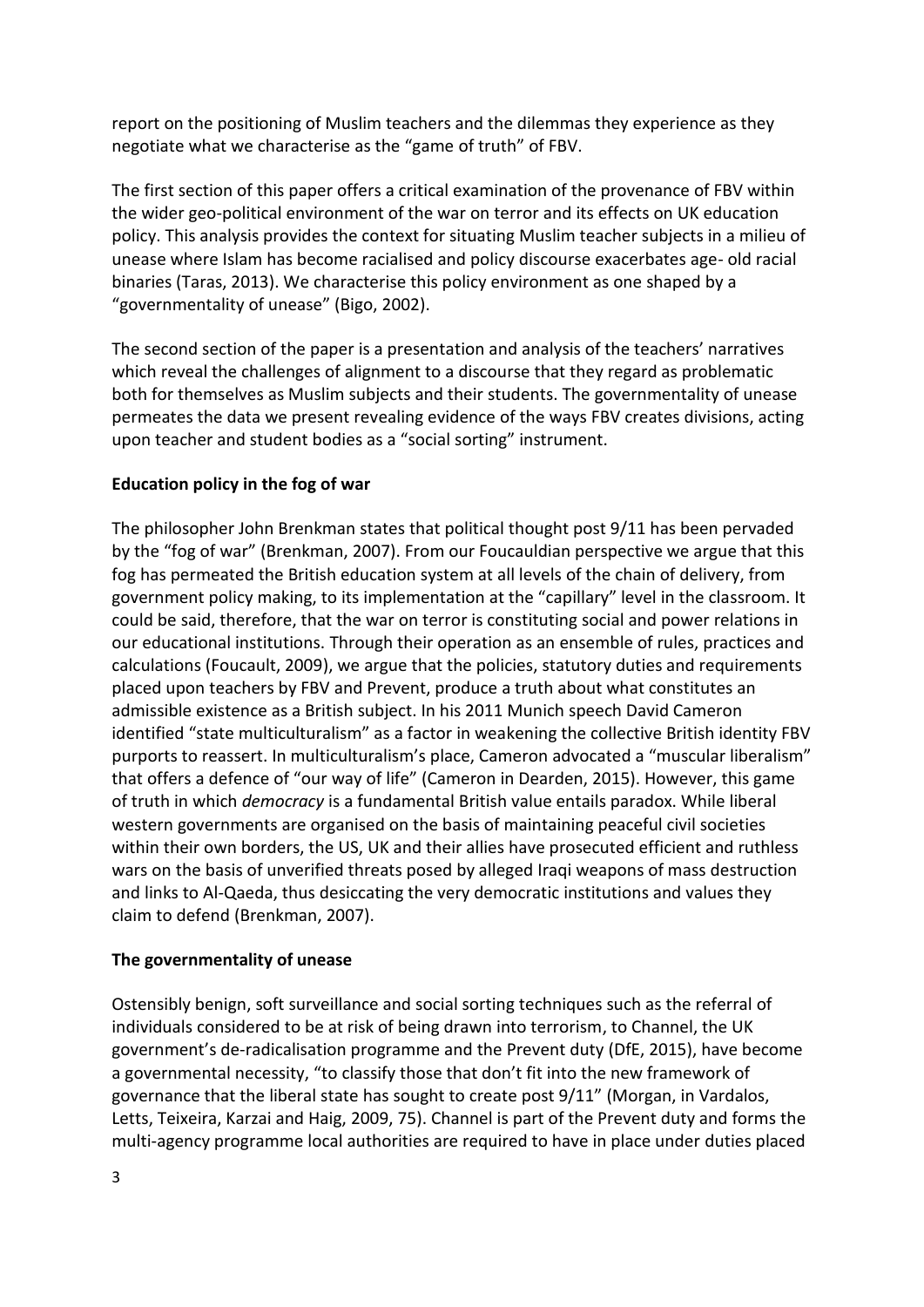report on the positioning of Muslim teachers and the dilemmas they experience as they negotiate what we characterise as the "game of truth" of FBV.

The first section of this paper offers a critical examination of the provenance of FBV within the wider geo-political environment of the war on terror and its effects on UK education policy. This analysis provides the context for situating Muslim teacher subjects in a milieu of unease where Islam has become racialised and policy discourse exacerbates age- old racial binaries (Taras, 2013). We characterise this policy environment as one shaped by a "governmentality of unease" (Bigo, 2002).

The second section of the paper is a presentation and analysis of the teachers' narratives which reveal the challenges of alignment to a discourse that they regard as problematic both for themselves as Muslim subjects and their students. The governmentality of unease permeates the data we present revealing evidence of the ways FBV creates divisions, acting upon teacher and student bodies as a "social sorting" instrument.

## Education policy in the fog of war

The philosopher John Brenkman states that political thought post 9/11 has been pervaded by the "fog of war" (Brenkman, 2007). From our Foucauldian perspective we argue that this fog has permeated the British education system at all levels of the chain of delivery, from government policy making, to its implementation at the "capillary" level in the classroom. It could be said, therefore, that the war on terror is constituting social and power relations in our educational institutions. Through their operation as an ensemble of rules, practices and calculations (Foucault, 2009), we argue that the policies, statutory duties and requirements placed upon teachers by FBV and Prevent, produce a truth about what constitutes an admissible existence as a British subject. In his 2011 Munich speech David Cameron identified "state multiculturalism" as a factor in weakening the collective British identity FBV purports to reassert. In multiculturalism's place, Cameron advocated a "muscular liberalism" that offers a defence of "our way of life" (Cameron in Dearden, 2015). However, this game of truth in which *democracy* is a fundamental British value entails paradox. While liberal western governments are organised on the basis of maintaining peaceful civil societies within their own borders, the US, UK and their allies have prosecuted efficient and ruthless wars on the basis of unverified threats posed by alleged Iraqi weapons of mass destruction and links to Al-Qaeda, thus desiccating the very democratic institutions and values they claim to defend (Brenkman, 2007).

## The governmentality of unease

Ostensibly benign, soft surveillance and social sorting techniques such as the referral of individuals considered to be at risk of being drawn into terrorism, to Channel, the UK government's de-radicalisation programme and the Prevent duty (DfE, 2015), have become a governmental necessity, "to classify those that don't fit into the new framework of governance that the liberal state has sought to create post 9/11" (Morgan, in Vardalos, Letts, Teixeira, Karzai and Haig, 2009, 75). Channel is part of the Prevent duty and forms the multi-agency programme local authorities are required to have in place under duties placed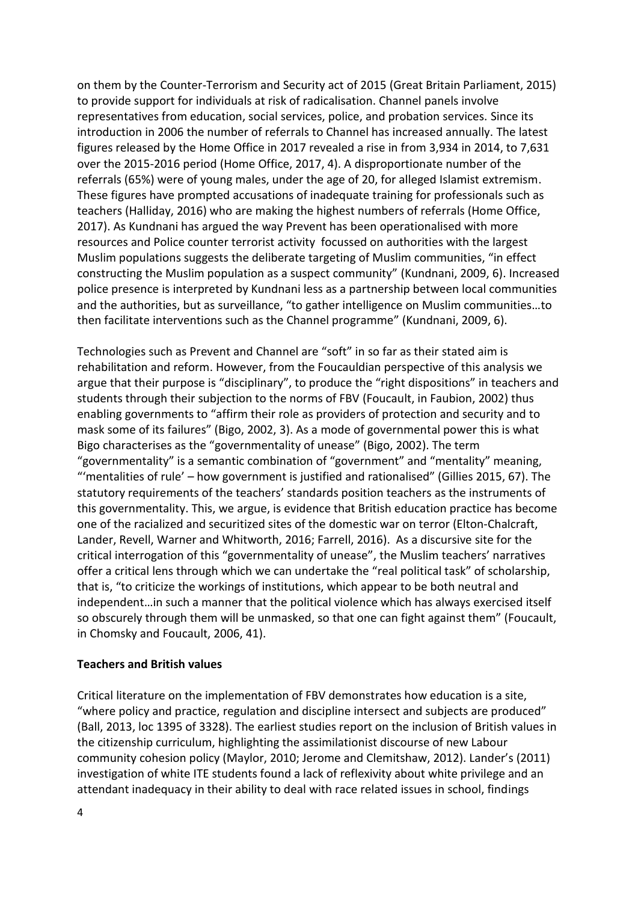on them by the Counter-Terrorism and Security act of 2015 (Great Britain Parliament, 2015) to provide support for individuals at risk of radicalisation. Channel panels involve representatives from education, social services, police, and probation services. Since its introduction in 2006 the number of referrals to Channel has increased annually. The latest figures released by the Home Office in 2017 revealed a rise in from 3,934 in 2014, to 7,631 over the 2015-2016 period (Home Office, 2017, 4). A disproportionate number of the referrals (65%) were of young males, under the age of 20, for alleged Islamist extremism. These figures have prompted accusations of inadequate training for professionals such as teachers (Halliday, 2016) who are making the highest numbers of referrals (Home Office, 2017). As Kundnani has argued the way Prevent has been operationalised with more resources and Police counter terrorist activity focussed on authorities with the largest Muslim populations suggests the deliberate targeting of Muslim communities, "in effect constructing the Muslim population as a suspect community" (Kundnani, 2009, 6). Increased police presence is interpreted by Kundnani less as a partnership between local communities and the authorities, but as surveillance, "to gather intelligence on Muslim communities…to then facilitate interventions such as the Channel programme" (Kundnani, 2009, 6).

Technologies such as Prevent and Channel are "soft" in so far as their stated aim is rehabilitation and reform. However, from the Foucauldian perspective of this analysis we argue that their purpose is "disciplinary", to produce the "right dispositions" in teachers and students through their subjection to the norms of FBV (Foucault, in Faubion, 2002) thus enabling governments to "affirm their role as providers of protection and security and to mask some of its failures" (Bigo, 2002, 3). As a mode of governmental power this is what Bigo characterises as the "governmentality of unease" (Bigo, 2002). The term "governmentality" is a semantic combination of "government" and "mentality" meaning, "'mentalities of rule' – how government is justified and rationalised" (Gillies 2015, 67). The statutory requirements of the teachers' standards position teachers as the instruments of this governmentality. This, we argue, is evidence that British education practice has become one of the racialized and securitized sites of the domestic war on terror (Elton-Chalcraft, Lander, Revell, Warner and Whitworth, 2016; Farrell, 2016). As a discursive site for the critical interrogation of this "governmentality of unease", the Muslim teachers' narratives offer a critical lens through which we can undertake the "real political task" of scholarship, that is, "to criticize the workings of institutions, which appear to be both neutral and independent…in such a manner that the political violence which has always exercised itself so obscurely through them will be unmasked, so that one can fight against them" (Foucault, in Chomsky and Foucault, 2006, 41).

## Teachers and British values

Critical literature on the implementation of FBV demonstrates how education is a site, "where policy and practice, regulation and discipline intersect and subjects are produced" (Ball, 2013, loc 1395 of 3328). The earliest studies report on the inclusion of British values in the citizenship curriculum, highlighting the assimilationist discourse of new Labour community cohesion policy (Maylor, 2010; Jerome and Clemitshaw, 2012). Lander's (2011) investigation of white ITE students found a lack of reflexivity about white privilege and an attendant inadequacy in their ability to deal with race related issues in school, findings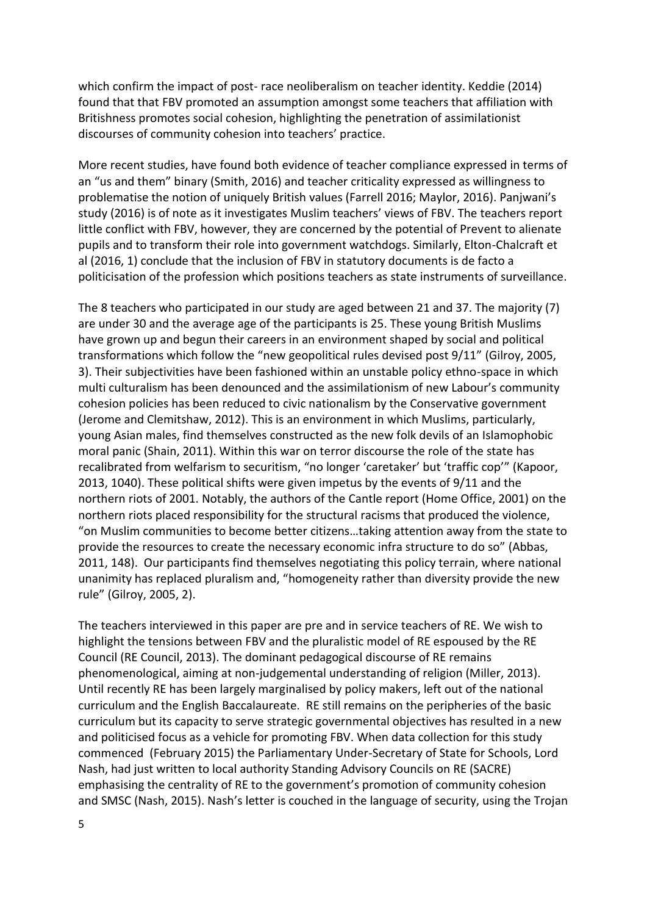which confirm the impact of post- race neoliberalism on teacher identity. Keddie (2014) found that that FBV promoted an assumption amongst some teachers that affiliation with Britishness promotes social cohesion, highlighting the penetration of assimilationist discourses of community cohesion into teachers' practice.

More recent studies, have found both evidence of teacher compliance expressed in terms of an "us and them" binary (Smith, 2016) and teacher criticality expressed as willingness to problematise the notion of uniquely British values (Farrell 2016; Maylor, 2016). Panjwani's study (2016) is of note as it investigates Muslim teachers' views of FBV. The teachers report little conflict with FBV, however, they are concerned by the potential of Prevent to alienate pupils and to transform their role into government watchdogs. Similarly, Elton-Chalcraft et al (2016, 1) conclude that the inclusion of FBV in statutory documents is de facto a politicisation of the profession which positions teachers as state instruments of surveillance.

The 8 teachers who participated in our study are aged between 21 and 37. The majority (7) are under 30 and the average age of the participants is 25. These young British Muslims have grown up and begun their careers in an environment shaped by social and political transformations which follow the "new geopolitical rules devised post 9/11" (Gilroy, 2005, 3). Their subjectivities have been fashioned within an unstable policy ethno-space in which multi culturalism has been denounced and the assimilationism of new Labour's community cohesion policies has been reduced to civic nationalism by the Conservative government (Jerome and Clemitshaw, 2012). This is an environment in which Muslims, particularly, young Asian males, find themselves constructed as the new folk devils of an Islamophobic moral panic (Shain, 2011). Within this war on terror discourse the role of the state has recalibrated from welfarism to securitism, "no longer 'caretaker' but 'traffic cop'" (Kapoor, 2013, 1040). These political shifts were given impetus by the events of 9/11 and the northern riots of 2001. Notably, the authors of the Cantle report (Home Office, 2001) on the northern riots placed responsibility for the structural racisms that produced the violence, "on Muslim communities to become better citizens…taking attention away from the state to provide the resources to create the necessary economic infra structure to do so" (Abbas, 2011, 148). Our participants find themselves negotiating this policy terrain, where national unanimity has replaced pluralism and, "homogeneity rather than diversity provide the new rule" (Gilroy, 2005, 2).

The teachers interviewed in this paper are pre and in service teachers of RE. We wish to highlight the tensions between FBV and the pluralistic model of RE espoused by the RE Council (RE Council, 2013). The dominant pedagogical discourse of RE remains phenomenological, aiming at non-judgemental understanding of religion (Miller, 2013). Until recently RE has been largely marginalised by policy makers, left out of the national curriculum and the English Baccalaureate. RE still remains on the peripheries of the basic curriculum but its capacity to serve strategic governmental objectives has resulted in a new and politicised focus as a vehicle for promoting FBV. When data collection for this study commenced (February 2015) the Parliamentary Under-Secretary of State for Schools, Lord Nash, had just written to local authority Standing Advisory Councils on RE (SACRE) emphasising the centrality of RE to the government's promotion of community cohesion and SMSC (Nash, 2015). Nash's letter is couched in the language of security, using the Trojan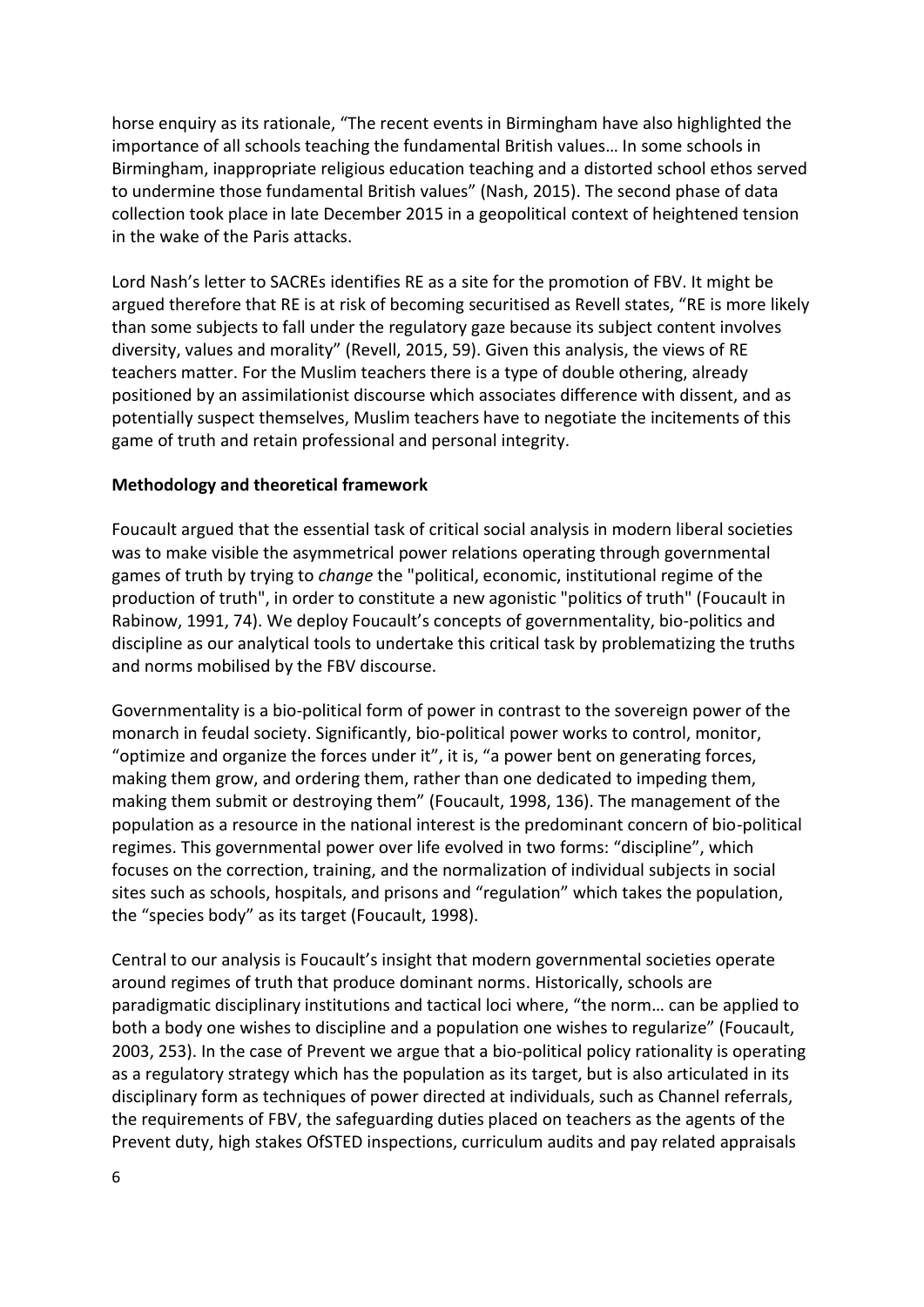horse enquiry as its rationale, "The recent events in Birmingham have also highlighted the importance of all schools teaching the fundamental British values… In some schools in Birmingham, inappropriate religious education teaching and a distorted school ethos served to undermine those fundamental British values" (Nash, 2015). The second phase of data collection took place in late December 2015 in a geopolitical context of heightened tension in the wake of the Paris attacks.

Lord Nash's letter to SACREs identifies RE as a site for the promotion of FBV. It might be argued therefore that RE is at risk of becoming securitised as Revell states, "RE is more likely than some subjects to fall under the regulatory gaze because its subject content involves diversity, values and morality" (Revell, 2015, 59). Given this analysis, the views of RE teachers matter. For the Muslim teachers there is a type of double othering, already positioned by an assimilationist discourse which associates difference with dissent, and as potentially suspect themselves, Muslim teachers have to negotiate the incitements of this game of truth and retain professional and personal integrity.

**Methodology and theoretical framework**

Foucault argued that the essential task of critical social analysis in modern liberal societies was to make visible the asymmetrical power relations operating through governmental games of truth by trying to *change* the "political, economic, institutional regime of the production of truth", in order to constitute a new agonistic "politics of truth" (Foucault in Rabinow, 1991, 74). We deploy Foucault's concepts of governmentality, bio-politics and discipline as our analytical tools to undertake this critical task by problematizing the truths and norms mobilised by the FBV discourse.

Governmentality is a bio-political form of power in contrast to the sovereign power of the monarch in feudal society. Significantly, bio-political power works to control, monitor, "optimize and organize the forces under it", it is, "a power bent on generating forces, making them grow, and ordering them, rather than one dedicated to impeding them, making them submit or destroying them" (Foucault, 1998, 136). The management of the population as a resource in the national interest is the predominant concern of bio-political regimes. This governmental power over life evolved in two forms: "discipline", which focuses on the correction, training, and the normalization of individual subjects in social sites such as schools, hospitals, and prisons and "regulation" which takes the population, the "species body" as its target (Foucault, 1998).

Central to our analysis is Foucault's insight that modern governmental societies operate around regimes of truth that produce dominant norms. Historically, schools are paradigmatic disciplinary institutions and tactical loci where, "the norm… can be applied to both a body one wishes to discipline and a population one wishes to regularize" (Foucault, 2003, 253). In the case of Prevent we argue that a bio-political policy rationality is operating as a regulatory strategy which has the population as its target, but is also articulated in its disciplinary form as techniques of power directed at individuals, such as Channel referrals, the requirements of FBV, the safeguarding duties placed on teachers as the agents of the Prevent duty, high stakes OfSTED inspections, curriculum audits and pay related appraisals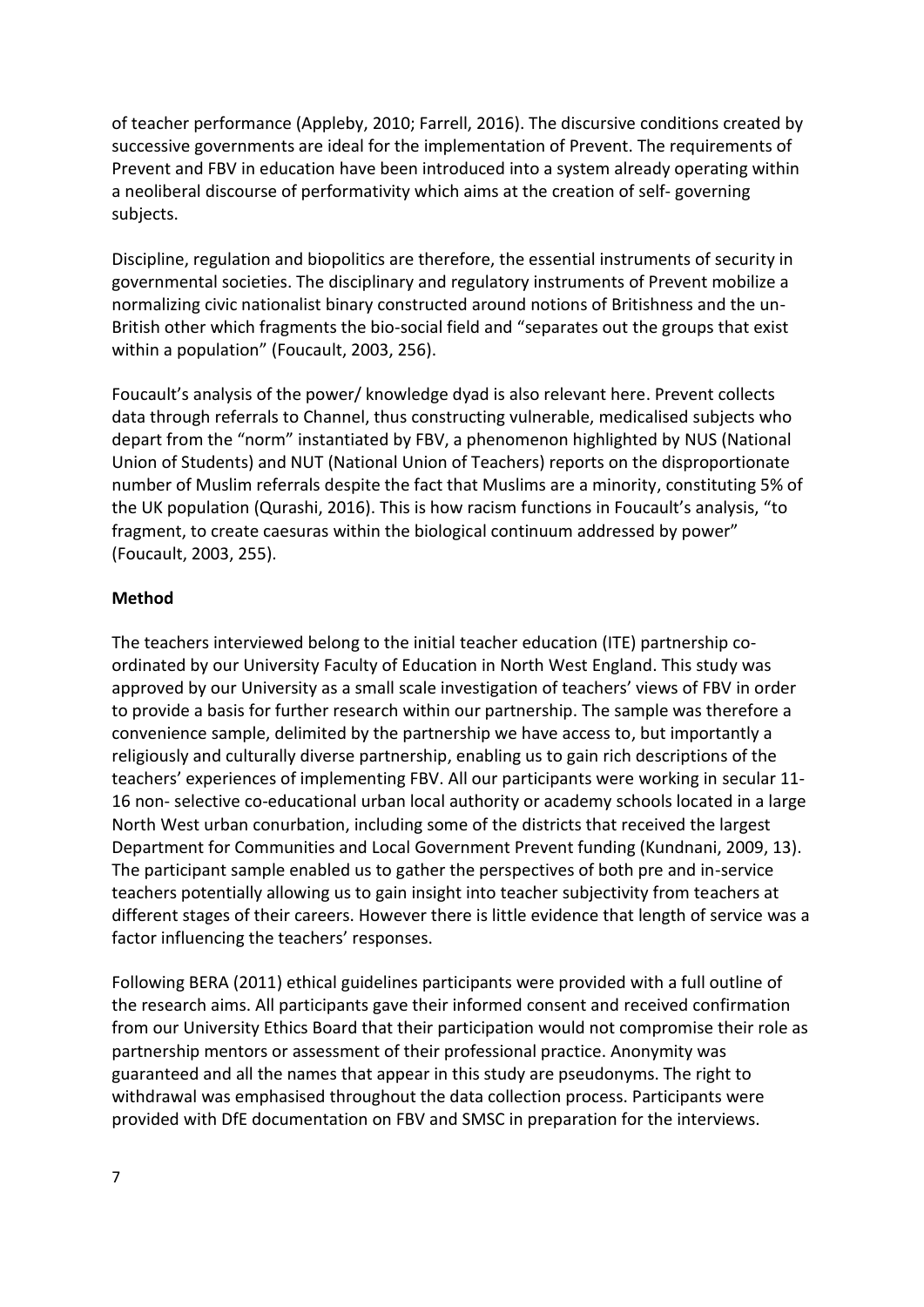of teacher performance (Appleby, 2010; Farrell, 2016). The discursive conditions created by successive governments are ideal for the implementation of Prevent. The requirements of Prevent and FBV in education have been introduced into a system already operating within a neoliberal discourse of performativity which aims at the creation of self- governing subjects.

Discipline, regulation and biopolitics are therefore, the essential instruments of security in governmental societies. The disciplinary and regulatory instruments of Prevent mobilize a normalizing civic nationalist binary constructed around notions of Britishness and the un-British other which fragments the bio-social field and "separates out the groups that exist within a population" (Foucault, 2003, 256).

Foucault's analysis of the power/ knowledge dyad is also relevant here. Prevent collects data through referrals to Channel, thus constructing vulnerable, medicalised subjects who depart from the "norm" instantiated by FBV, a phenomenon highlighted by NUS (National Union of Students) and NUT (National Union of Teachers) reports on the disproportionate number of Muslim referrals despite the fact that Muslims are a minority, constituting 5% of the UK population (Qurashi, 2016). This is how racism functions in Foucault's analysis, "to fragment, to create caesuras within the biological continuum addressed by power" (Foucault, 2003, 255).

## Method

The teachers interviewed belong to the initial teacher education (ITE) partnership co-ordinated by our University Faculty of Education in North West England. This study was approved by our University as a small scale investigation of teachers' views of FBV in order to provide a basis for further research within our partnership. The sample was therefore a convenience sample, delimited by the partnership we have access to, but importantly a religiously and culturally diverse partnership, enabling us to gain rich descriptions of the teachers' experiences of implementing FBV. All our participants were working in secular 11-16 non- selective co-educational urban local authority or academy schools located in a large North West urban conurbation, including some of the districts that received the largest Department for Communities and Local Government Prevent funding (Kundnani, 2009, 13). The participant sample enabled us to gather the perspectives of both pre and in-service teachers potentially allowing us to gain insight into teacher subjectivity from teachers at different stages of their careers. However there is little evidence that length of service was a factor influencing the teachers' responses.

Following BERA (2011) ethical guidelines participants were provided with a full outline of the research aims. All participants gave their informed consent and received confirmation from our University Ethics Board that their participation would not compromise their role as partnership mentors or assessment of their professional practice. Anonymity was guaranteed and all the names that appear in this study are pseudonyms. The right to withdrawal was emphasised throughout the data collection process. Participants were provided with DfE documentation on FBV and SMSC in preparation for the interviews.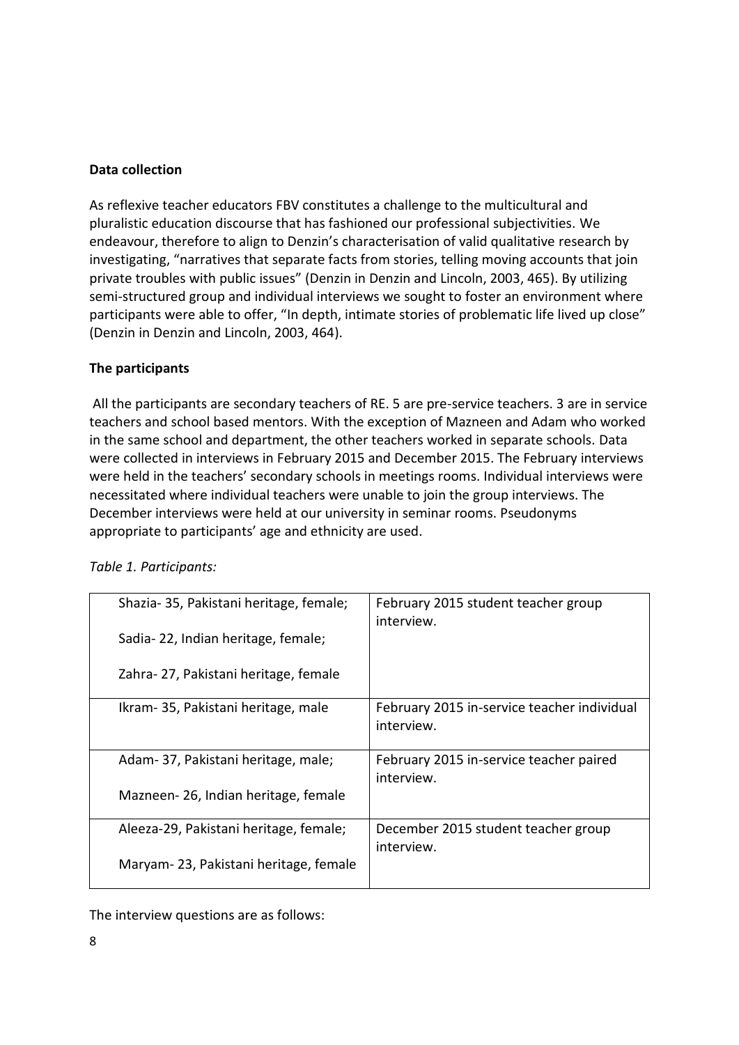**Data collection**

As reflexive teacher educators FBV constitutes a challenge to the multicultural and pluralistic education discourse that has fashioned our professional subjectivities. We endeavour, therefore to align to Denzin's characterisation of valid qualitative research by investigating, "narratives that separate facts from stories, telling moving accounts that join private troubles with public issues" (Denzin in Denzin and Lincoln, 2003, 465). By utilizing semi-structured group and individual interviews we sought to foster an environment where participants were able to offer, "In depth, intimate stories of problematic life lived up close" (Denzin in Denzin and Lincoln, 2003, 464).

**The participants**

All the participants are secondary teachers of RE. 5 are pre-service teachers. 3 are in service teachers and school based mentors. With the exception of Mazneen and Adam who worked in the same school and department, the other teachers worked in separate schools. Data were collected in interviews in February 2015 and December 2015. The February interviews were held in the teachers' secondary schools in meetings rooms. Individual interviews were necessitated where individual teachers were unable to join the group interviews. The December interviews were held at our university in seminar rooms. Pseudonyms appropriate to participants' age and ethnicity are used.

*Table 1. Participants:*

| Participants | Interview |
|---|---|
| Shazia- 35, Pakistani heritage, female; Sadia- 22, Indian heritage, female; Zahra- 27, Pakistani heritage, female | February 2015 student teacher group interview. |
| Ikram- 35, Pakistani heritage, male | February 2015 in-service teacher individual interview. |
| Adam- 37, Pakistani heritage, male; Mazneen- 26, Indian heritage, female | February 2015 in-service teacher paired interview. |
| Aleeza-29, Pakistani heritage, female; Maryam- 23, Pakistani heritage, female | December 2015 student teacher group interview. |

The interview questions are as follows: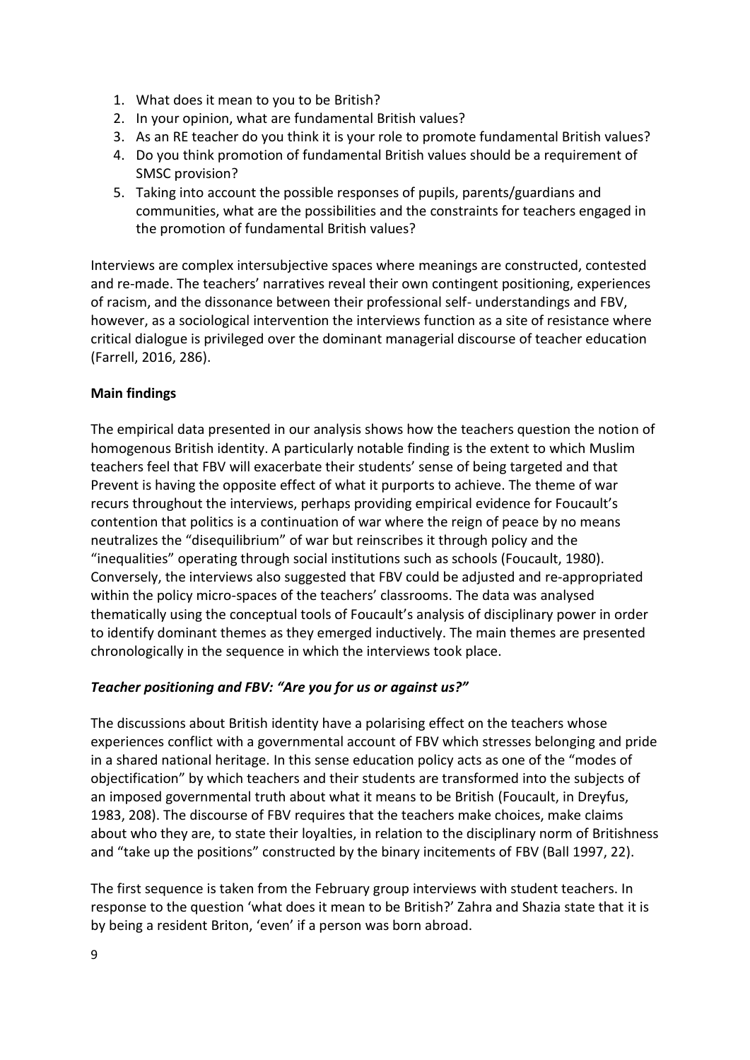1. What does it mean to you to be British?
2. In your opinion, what are fundamental British values?
3. As an RE teacher do you think it is your role to promote fundamental British values?
4. Do you think promotion of fundamental British values should be a requirement of SMSC provision?
5. Taking into account the possible responses of pupils, parents/guardians and communities, what are the possibilities and the constraints for teachers engaged in the promotion of fundamental British values?

Interviews are complex intersubjective spaces where meanings are constructed, contested and re-made. The teachers' narratives reveal their own contingent positioning, experiences of racism, and the dissonance between their professional self- understandings and FBV, however, as a sociological intervention the interviews function as a site of resistance where critical dialogue is privileged over the dominant managerial discourse of teacher education (Farrell, 2016, 286).

**Main findings**

The empirical data presented in our analysis shows how the teachers question the notion of homogenous British identity. A particularly notable finding is the extent to which Muslim teachers feel that FBV will exacerbate their students' sense of being targeted and that Prevent is having the opposite effect of what it purports to achieve. The theme of war recurs throughout the interviews, perhaps providing empirical evidence for Foucault's contention that politics is a continuation of war where the reign of peace by no means neutralizes the "disequilibrium" of war but reinscribes it through policy and the "inequalities" operating through social institutions such as schools (Foucault, 1980). Conversely, the interviews also suggested that FBV could be adjusted and re-appropriated within the policy micro-spaces of the teachers' classrooms. The data was analysed thematically using the conceptual tools of Foucault's analysis of disciplinary power in order to identify dominant themes as they emerged inductively. The main themes are presented chronologically in the sequence in which the interviews took place.

***Teacher positioning and FBV: "Are you for us or against us?"***

The discussions about British identity have a polarising effect on the teachers whose experiences conflict with a governmental account of FBV which stresses belonging and pride in a shared national heritage. In this sense education policy acts as one of the "modes of objectification" by which teachers and their students are transformed into the subjects of an imposed governmental truth about what it means to be British (Foucault, in Dreyfus, 1983, 208). The discourse of FBV requires that the teachers make choices, make claims about who they are, to state their loyalties, in relation to the disciplinary norm of Britishness and "take up the positions" constructed by the binary incitements of FBV (Ball 1997, 22).

The first sequence is taken from the February group interviews with student teachers. In response to the question 'what does it mean to be British?' Zahra and Shazia state that it is by being a resident Briton, 'even' if a person was born abroad.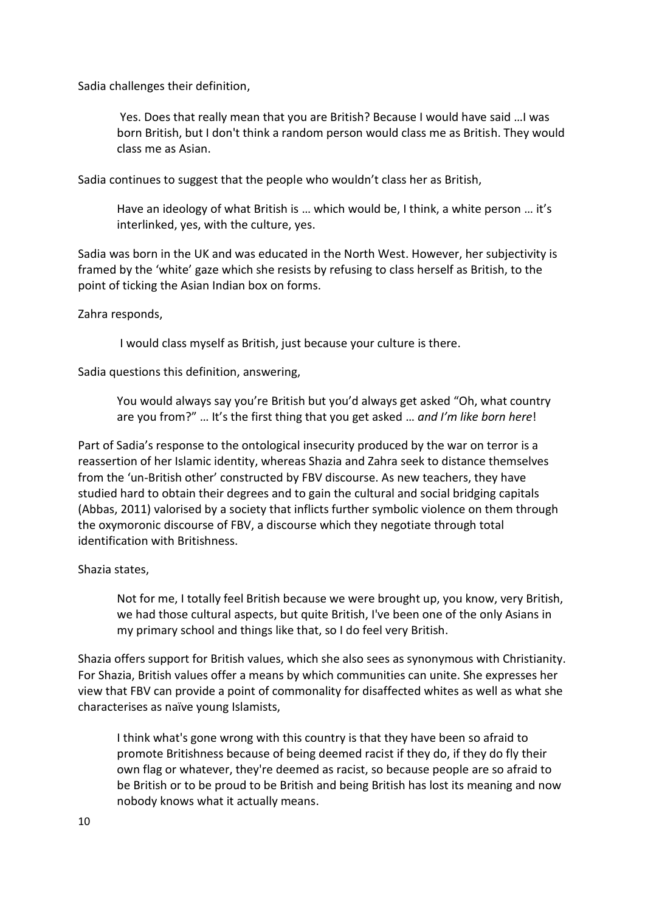Sadia challenges their definition,

> Yes. Does that really mean that you are British? Because I would have said …I was born British, but I don't think a random person would class me as British. They would class me as Asian.

Sadia continues to suggest that the people who wouldn't class her as British,

> Have an ideology of what British is … which would be, I think, a white person … it's interlinked, yes, with the culture, yes.

Sadia was born in the UK and was educated in the North West. However, her subjectivity is framed by the 'white' gaze which she resists by refusing to class herself as British, to the point of ticking the Asian Indian box on forms.

Zahra responds,

> I would class myself as British, just because your culture is there.

Sadia questions this definition, answering,

> You would always say you're British but you'd always get asked "Oh, what country are you from?" … It's the first thing that you get asked … *and I'm like born here*!

Part of Sadia's response to the ontological insecurity produced by the war on terror is a reassertion of her Islamic identity, whereas Shazia and Zahra seek to distance themselves from the 'un-British other' constructed by FBV discourse. As new teachers, they have studied hard to obtain their degrees and to gain the cultural and social bridging capitals (Abbas, 2011) valorised by a society that inflicts further symbolic violence on them through the oxymoronic discourse of FBV, a discourse which they negotiate through total identification with Britishness.

Shazia states,

> Not for me, I totally feel British because we were brought up, you know, very British, we had those cultural aspects, but quite British, I've been one of the only Asians in my primary school and things like that, so I do feel very British.

Shazia offers support for British values, which she also sees as synonymous with Christianity. For Shazia, British values offer a means by which communities can unite. She expresses her view that FBV can provide a point of commonality for disaffected whites as well as what she characterises as naïve young Islamists,

> I think what's gone wrong with this country is that they have been so afraid to promote Britishness because of being deemed racist if they do, if they do fly their own flag or whatever, they're deemed as racist, so because people are so afraid to be British or to be proud to be British and being British has lost its meaning and now nobody knows what it actually means.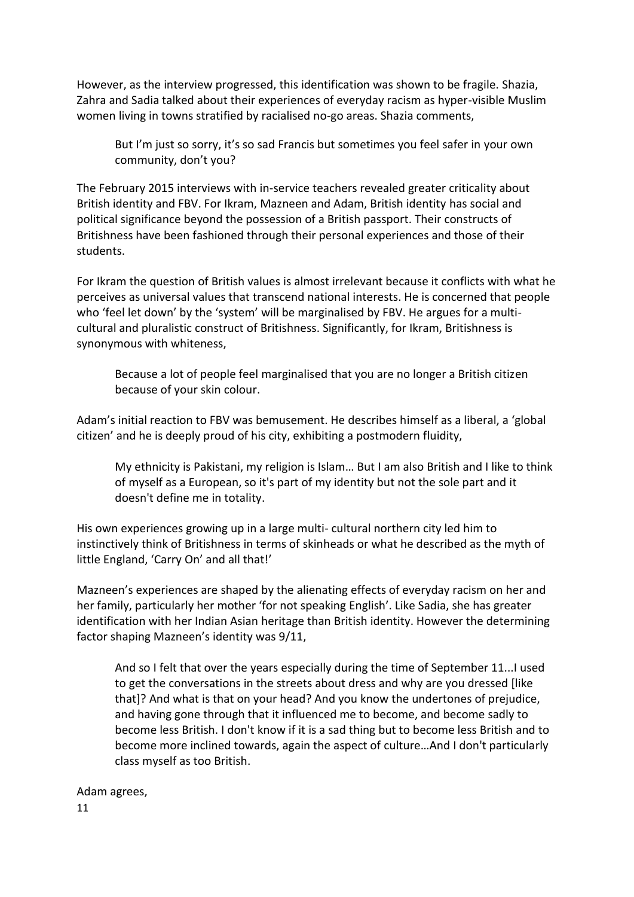However, as the interview progressed, this identification was shown to be fragile. Shazia, Zahra and Sadia talked about their experiences of everyday racism as hyper-visible Muslim women living in towns stratified by racialised no-go areas. Shazia comments,

> But I'm just so sorry, it's so sad Francis but sometimes you feel safer in your own community, don't you?

The February 2015 interviews with in-service teachers revealed greater criticality about British identity and FBV. For Ikram, Mazneen and Adam, British identity has social and political significance beyond the possession of a British passport. Their constructs of Britishness have been fashioned through their personal experiences and those of their students.

For Ikram the question of British values is almost irrelevant because it conflicts with what he perceives as universal values that transcend national interests. He is concerned that people who 'feel let down' by the 'system' will be marginalised by FBV. He argues for a multi-cultural and pluralistic construct of Britishness. Significantly, for Ikram, Britishness is synonymous with whiteness,

> Because a lot of people feel marginalised that you are no longer a British citizen because of your skin colour.

Adam's initial reaction to FBV was bemusement. He describes himself as a liberal, a 'global citizen' and he is deeply proud of his city, exhibiting a postmodern fluidity,

> My ethnicity is Pakistani, my religion is Islam… But I am also British and I like to think of myself as a European, so it's part of my identity but not the sole part and it doesn't define me in totality.

His own experiences growing up in a large multi- cultural northern city led him to instinctively think of Britishness in terms of skinheads or what he described as the myth of little England, 'Carry On' and all that!'

Mazneen's experiences are shaped by the alienating effects of everyday racism on her and her family, particularly her mother 'for not speaking English'. Like Sadia, she has greater identification with her Indian Asian heritage than British identity. However the determining factor shaping Mazneen's identity was 9/11,

> And so I felt that over the years especially during the time of September 11...I used to get the conversations in the streets about dress and why are you dressed [like that]? And what is that on your head? And you know the undertones of prejudice, and having gone through that it influenced me to become, and become sadly to become less British. I don't know if it is a sad thing but to become less British and to become more inclined towards, again the aspect of culture…And I don't particularly class myself as too British.

Adam agrees,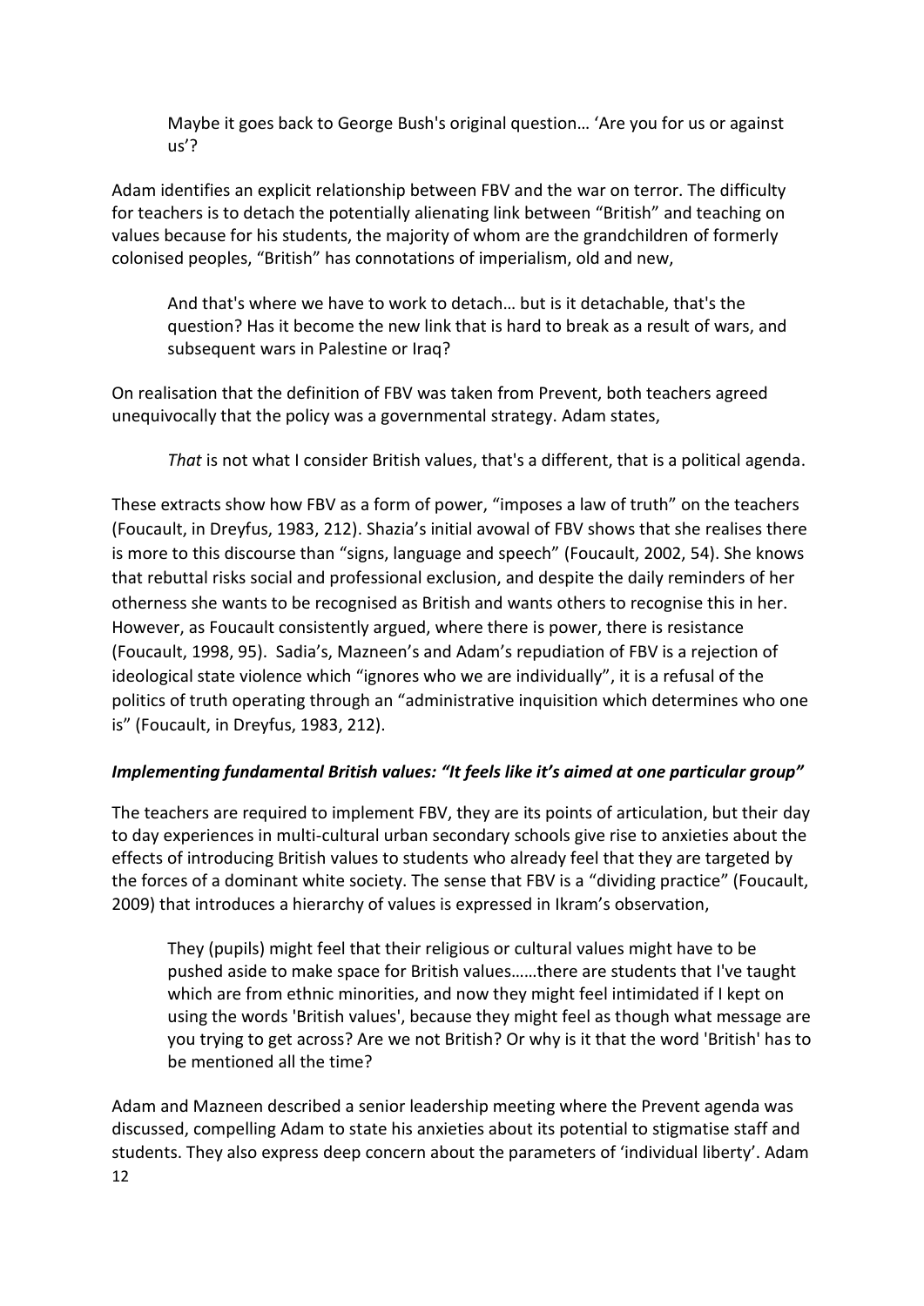> Maybe it goes back to George Bush's original question… 'Are you for us or against us'?

Adam identifies an explicit relationship between FBV and the war on terror. The difficulty for teachers is to detach the potentially alienating link between "British" and teaching on values because for his students, the majority of whom are the grandchildren of formerly colonised peoples, "British" has connotations of imperialism, old and new,

> And that's where we have to work to detach… but is it detachable, that's the question? Has it become the new link that is hard to break as a result of wars, and subsequent wars in Palestine or Iraq?

On realisation that the definition of FBV was taken from Prevent, both teachers agreed unequivocally that the policy was a governmental strategy. Adam states,

> *That* is not what I consider British values, that's a different, that is a political agenda.

These extracts show how FBV as a form of power, "imposes a law of truth" on the teachers (Foucault, in Dreyfus, 1983, 212). Shazia's initial avowal of FBV shows that she realises there is more to this discourse than "signs, language and speech" (Foucault, 2002, 54). She knows that rebuttal risks social and professional exclusion, and despite the daily reminders of her otherness she wants to be recognised as British and wants others to recognise this in her. However, as Foucault consistently argued, where there is power, there is resistance (Foucault, 1998, 95). Sadia's, Mazneen's and Adam's repudiation of FBV is a rejection of ideological state violence which "ignores who we are individually", it is a refusal of the politics of truth operating through an "administrative inquisition which determines who one is" (Foucault, in Dreyfus, 1983, 212).

### *Implementing fundamental British values: "It feels like it's aimed at one particular group"*

The teachers are required to implement FBV, they are its points of articulation, but their day to day experiences in multi-cultural urban secondary schools give rise to anxieties about the effects of introducing British values to students who already feel that they are targeted by the forces of a dominant white society. The sense that FBV is a "dividing practice" (Foucault, 2009) that introduces a hierarchy of values is expressed in Ikram's observation,

> They (pupils) might feel that their religious or cultural values might have to be pushed aside to make space for British values……there are students that I've taught which are from ethnic minorities, and now they might feel intimidated if I kept on using the words 'British values', because they might feel as though what message are you trying to get across? Are we not British? Or why is it that the word 'British' has to be mentioned all the time?

Adam and Mazneen described a senior leadership meeting where the Prevent agenda was discussed, compelling Adam to state his anxieties about its potential to stigmatise staff and students. They also express deep concern about the parameters of 'individual liberty'. Adam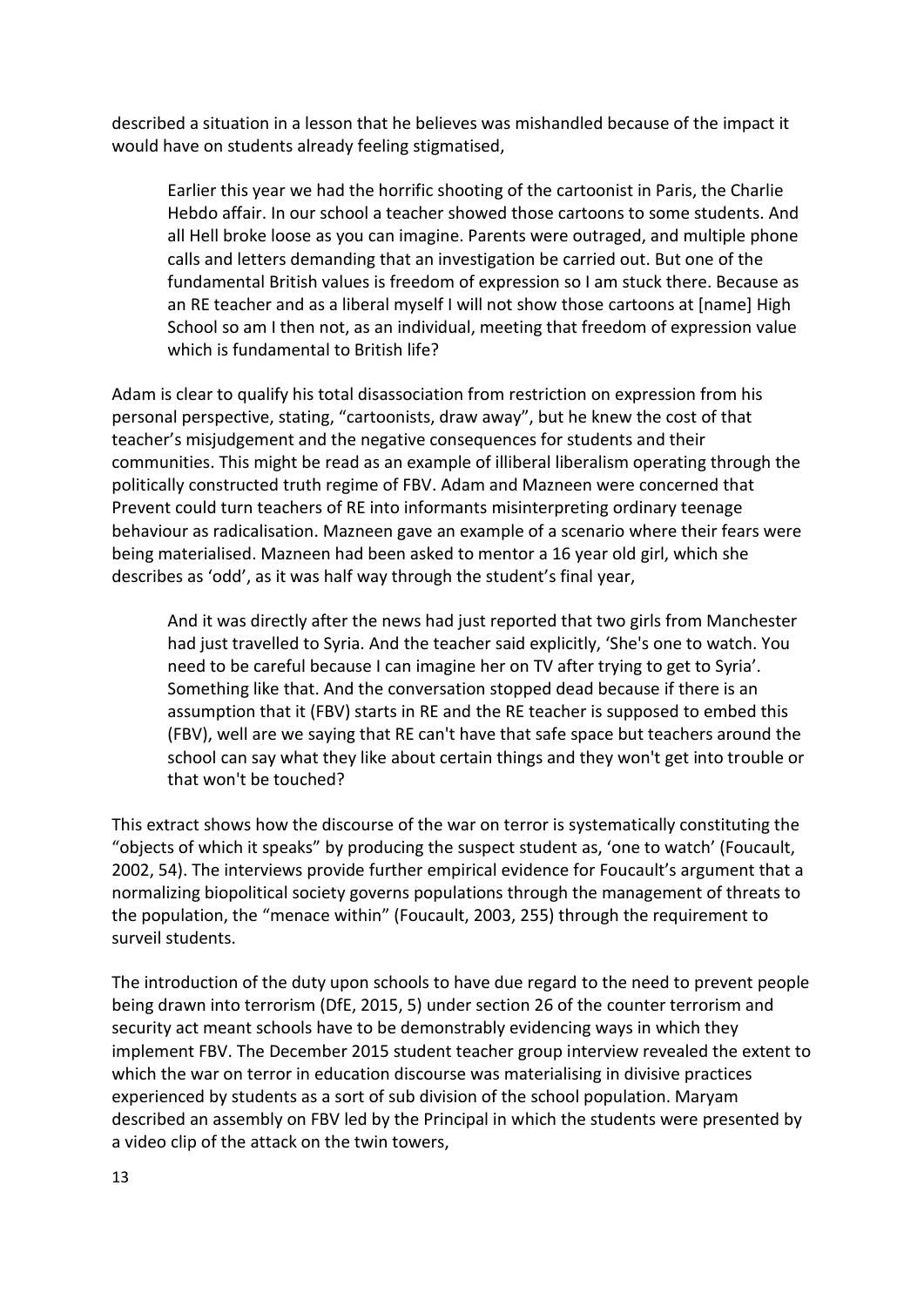described a situation in a lesson that he believes was mishandled because of the impact it would have on students already feeling stigmatised,

> Earlier this year we had the horrific shooting of the cartoonist in Paris, the Charlie Hebdo affair. In our school a teacher showed those cartoons to some students. And all Hell broke loose as you can imagine. Parents were outraged, and multiple phone calls and letters demanding that an investigation be carried out. But one of the fundamental British values is freedom of expression so I am stuck there. Because as an RE teacher and as a liberal myself I will not show those cartoons at [name] High School so am I then not, as an individual, meeting that freedom of expression value which is fundamental to British life?

Adam is clear to qualify his total disassociation from restriction on expression from his personal perspective, stating, “cartoonists, draw away”, but he knew the cost of that teacher’s misjudgement and the negative consequences for students and their communities. This might be read as an example of illiberal liberalism operating through the politically constructed truth regime of FBV. Adam and Mazneen were concerned that Prevent could turn teachers of RE into informants misinterpreting ordinary teenage behaviour as radicalisation. Mazneen gave an example of a scenario where their fears were being materialised. Mazneen had been asked to mentor a 16 year old girl, which she describes as ‘odd’, as it was half way through the student’s final year,

> And it was directly after the news had just reported that two girls from Manchester had just travelled to Syria. And the teacher said explicitly, ‘She's one to watch. You need to be careful because I can imagine her on TV after trying to get to Syria’. Something like that. And the conversation stopped dead because if there is an assumption that it (FBV) starts in RE and the RE teacher is supposed to embed this (FBV), well are we saying that RE can't have that safe space but teachers around the school can say what they like about certain things and they won't get into trouble or that won't be touched?

This extract shows how the discourse of the war on terror is systematically constituting the “objects of which it speaks” by producing the suspect student as, ‘one to watch’ (Foucault, 2002, 54). The interviews provide further empirical evidence for Foucault’s argument that a normalizing biopolitical society governs populations through the management of threats to the population, the “menace within” (Foucault, 2003, 255) through the requirement to surveil students.

The introduction of the duty upon schools to have due regard to the need to prevent people being drawn into terrorism (DfE, 2015, 5) under section 26 of the counter terrorism and security act meant schools have to be demonstrably evidencing ways in which they implement FBV. The December 2015 student teacher group interview revealed the extent to which the war on terror in education discourse was materialising in divisive practices experienced by students as a sort of sub division of the school population. Maryam described an assembly on FBV led by the Principal in which the students were presented by a video clip of the attack on the twin towers,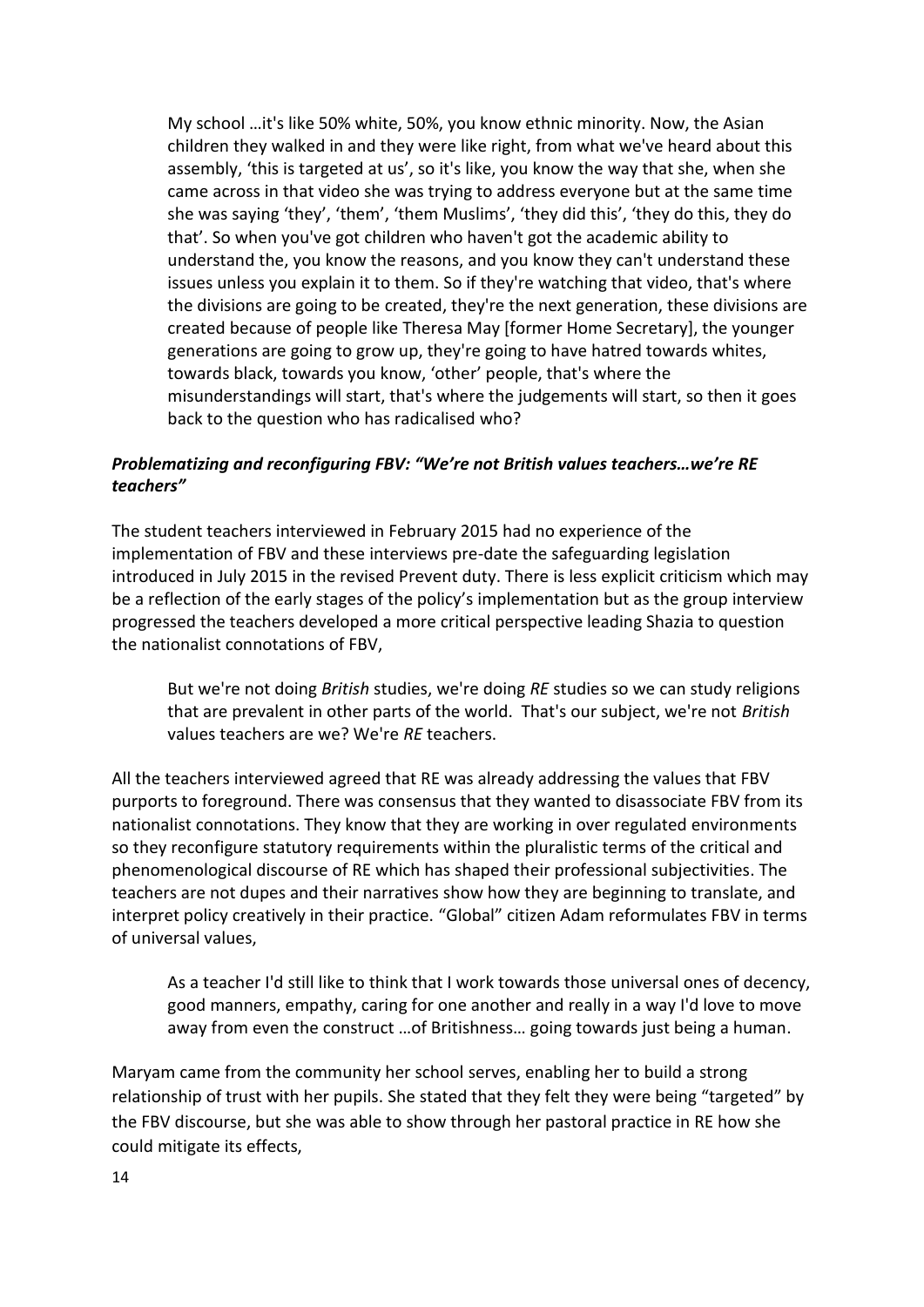> My school …it's like 50% white, 50%, you know ethnic minority. Now, the Asian children they walked in and they were like right, from what we've heard about this assembly, 'this is targeted at us', so it's like, you know the way that she, when she came across in that video she was trying to address everyone but at the same time she was saying 'they', 'them', 'them Muslims', 'they did this', 'they do this, they do that'. So when you've got children who haven't got the academic ability to understand the, you know the reasons, and you know they can't understand these issues unless you explain it to them. So if they're watching that video, that's where the divisions are going to be created, they're the next generation, these divisions are created because of people like Theresa May [former Home Secretary], the younger generations are going to grow up, they're going to have hatred towards whites, towards black, towards you know, 'other' people, that's where the misunderstandings will start, that's where the judgements will start, so then it goes back to the question who has radicalised who?

### *Problematizing and reconfiguring FBV: "We're not British values teachers…we're RE teachers"*

The student teachers interviewed in February 2015 had no experience of the implementation of FBV and these interviews pre-date the safeguarding legislation introduced in July 2015 in the revised Prevent duty. There is less explicit criticism which may be a reflection of the early stages of the policy's implementation but as the group interview progressed the teachers developed a more critical perspective leading Shazia to question the nationalist connotations of FBV,

> But we're not doing *British* studies, we're doing *RE* studies so we can study religions that are prevalent in other parts of the world. That's our subject, we're not *British* values teachers are we? We're *RE* teachers.

All the teachers interviewed agreed that RE was already addressing the values that FBV purports to foreground. There was consensus that they wanted to disassociate FBV from its nationalist connotations. They know that they are working in over regulated environments so they reconfigure statutory requirements within the pluralistic terms of the critical and phenomenological discourse of RE which has shaped their professional subjectivities. The teachers are not dupes and their narratives show how they are beginning to translate, and interpret policy creatively in their practice. "Global" citizen Adam reformulates FBV in terms of universal values,

> As a teacher I'd still like to think that I work towards those universal ones of decency, good manners, empathy, caring for one another and really in a way I'd love to move away from even the construct …of Britishness… going towards just being a human.

Maryam came from the community her school serves, enabling her to build a strong relationship of trust with her pupils. She stated that they felt they were being "targeted" by the FBV discourse, but she was able to show through her pastoral practice in RE how she could mitigate its effects,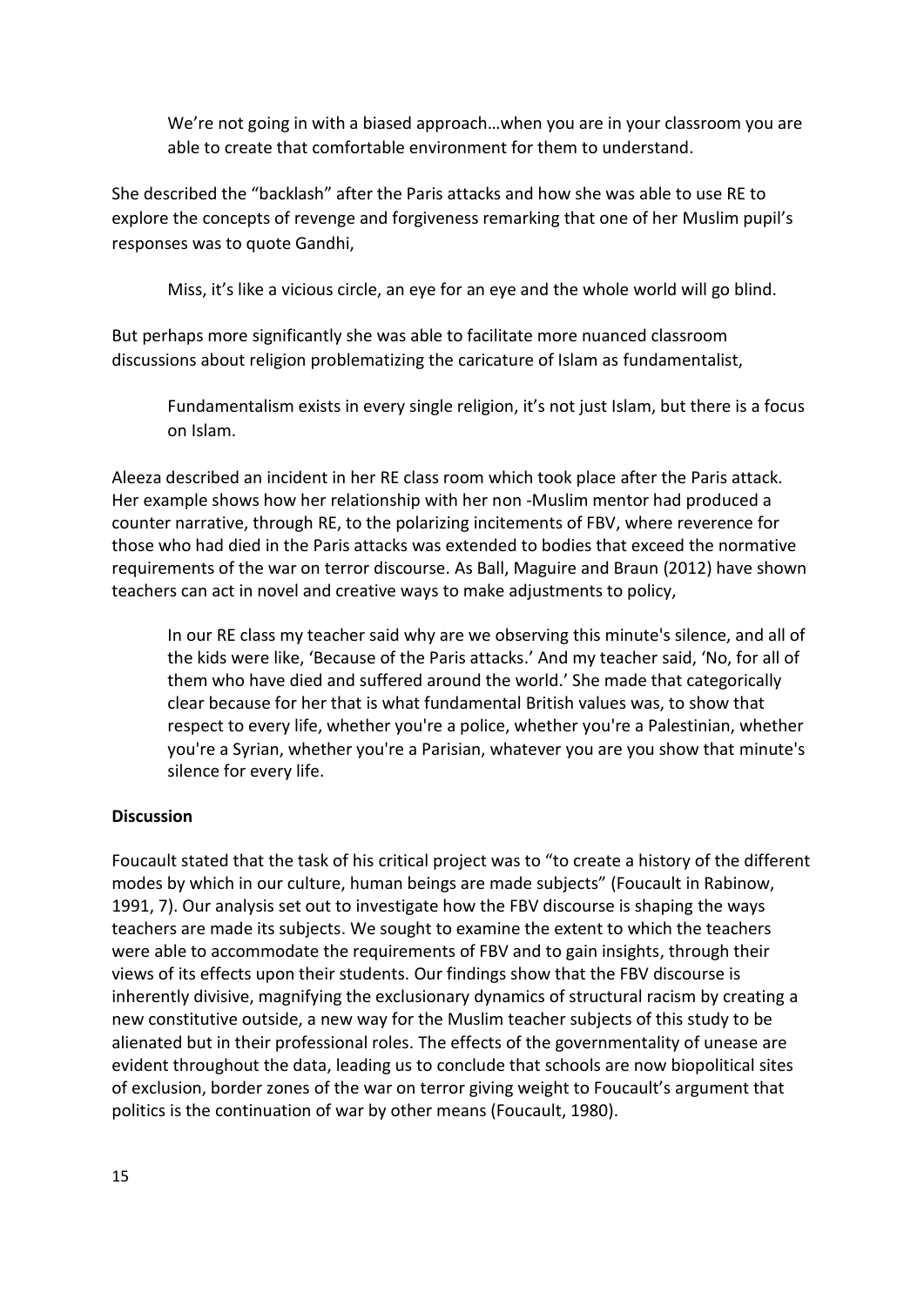> We're not going in with a biased approach…when you are in your classroom you are able to create that comfortable environment for them to understand.

She described the "backlash" after the Paris attacks and how she was able to use RE to explore the concepts of revenge and forgiveness remarking that one of her Muslim pupil's responses was to quote Gandhi,

> Miss, it's like a vicious circle, an eye for an eye and the whole world will go blind.

But perhaps more significantly she was able to facilitate more nuanced classroom discussions about religion problematizing the caricature of Islam as fundamentalist,

> Fundamentalism exists in every single religion, it's not just Islam, but there is a focus on Islam.

Aleeza described an incident in her RE class room which took place after the Paris attack. Her example shows how her relationship with her non -Muslim mentor had produced a counter narrative, through RE, to the polarizing incitements of FBV, where reverence for those who had died in the Paris attacks was extended to bodies that exceed the normative requirements of the war on terror discourse. As Ball, Maguire and Braun (2012) have shown teachers can act in novel and creative ways to make adjustments to policy,

> In our RE class my teacher said why are we observing this minute's silence, and all of the kids were like, 'Because of the Paris attacks.' And my teacher said, 'No, for all of them who have died and suffered around the world.' She made that categorically clear because for her that is what fundamental British values was, to show that respect to every life, whether you're a police, whether you're a Palestinian, whether you're a Syrian, whether you're a Parisian, whatever you are you show that minute's silence for every life.

**Discussion**

Foucault stated that the task of his critical project was to "to create a history of the different modes by which in our culture, human beings are made subjects" (Foucault in Rabinow, 1991, 7). Our analysis set out to investigate how the FBV discourse is shaping the ways teachers are made its subjects. We sought to examine the extent to which the teachers were able to accommodate the requirements of FBV and to gain insights, through their views of its effects upon their students. Our findings show that the FBV discourse is inherently divisive, magnifying the exclusionary dynamics of structural racism by creating a new constitutive outside, a new way for the Muslim teacher subjects of this study to be alienated but in their professional roles. The effects of the governmentality of unease are evident throughout the data, leading us to conclude that schools are now biopolitical sites of exclusion, border zones of the war on terror giving weight to Foucault's argument that politics is the continuation of war by other means (Foucault, 1980).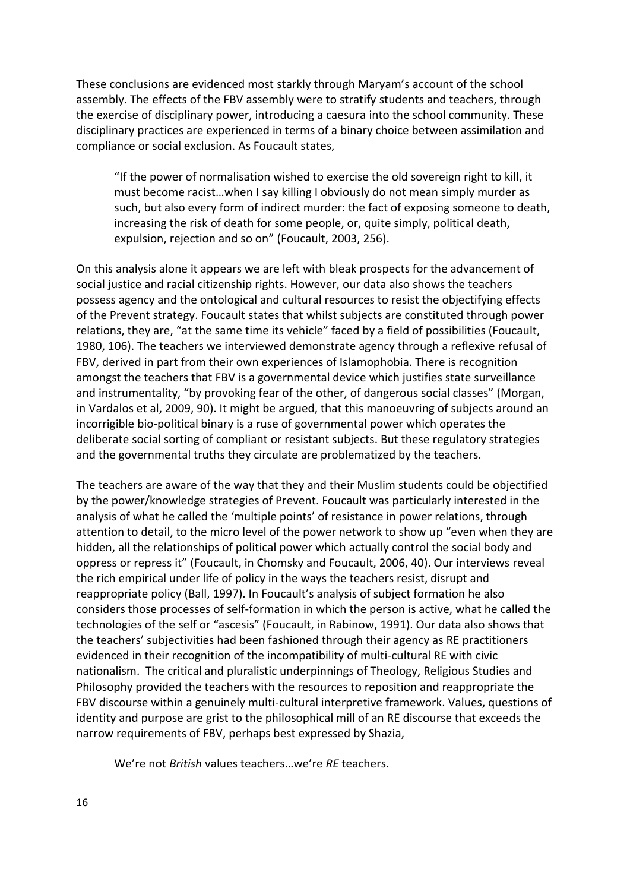These conclusions are evidenced most starkly through Maryam's account of the school assembly. The effects of the FBV assembly were to stratify students and teachers, through the exercise of disciplinary power, introducing a caesura into the school community. These disciplinary practices are experienced in terms of a binary choice between assimilation and compliance or social exclusion. As Foucault states,

> "If the power of normalisation wished to exercise the old sovereign right to kill, it must become racist…when I say killing I obviously do not mean simply murder as such, but also every form of indirect murder: the fact of exposing someone to death, increasing the risk of death for some people, or, quite simply, political death, expulsion, rejection and so on" (Foucault, 2003, 256).

On this analysis alone it appears we are left with bleak prospects for the advancement of social justice and racial citizenship rights. However, our data also shows the teachers possess agency and the ontological and cultural resources to resist the objectifying effects of the Prevent strategy. Foucault states that whilst subjects are constituted through power relations, they are, "at the same time its vehicle" faced by a field of possibilities (Foucault, 1980, 106). The teachers we interviewed demonstrate agency through a reflexive refusal of FBV, derived in part from their own experiences of Islamophobia. There is recognition amongst the teachers that FBV is a governmental device which justifies state surveillance and instrumentality, "by provoking fear of the other, of dangerous social classes" (Morgan, in Vardalos et al, 2009, 90). It might be argued, that this manoeuvring of subjects around an incorrigible bio-political binary is a ruse of governmental power which operates the deliberate social sorting of compliant or resistant subjects. But these regulatory strategies and the governmental truths they circulate are problematized by the teachers.

The teachers are aware of the way that they and their Muslim students could be objectified by the power/knowledge strategies of Prevent. Foucault was particularly interested in the analysis of what he called the 'multiple points' of resistance in power relations, through attention to detail, to the micro level of the power network to show up "even when they are hidden, all the relationships of political power which actually control the social body and oppress or repress it" (Foucault, in Chomsky and Foucault, 2006, 40). Our interviews reveal the rich empirical under life of policy in the ways the teachers resist, disrupt and reappropriate policy (Ball, 1997). In Foucault's analysis of subject formation he also considers those processes of self-formation in which the person is active, what he called the technologies of the self or "ascesis" (Foucault, in Rabinow, 1991). Our data also shows that the teachers' subjectivities had been fashioned through their agency as RE practitioners evidenced in their recognition of the incompatibility of multi-cultural RE with civic nationalism. The critical and pluralistic underpinnings of Theology, Religious Studies and Philosophy provided the teachers with the resources to reposition and reappropriate the FBV discourse within a genuinely multi-cultural interpretive framework. Values, questions of identity and purpose are grist to the philosophical mill of an RE discourse that exceeds the narrow requirements of FBV, perhaps best expressed by Shazia,

> We're not *British* values teachers…we're *RE* teachers.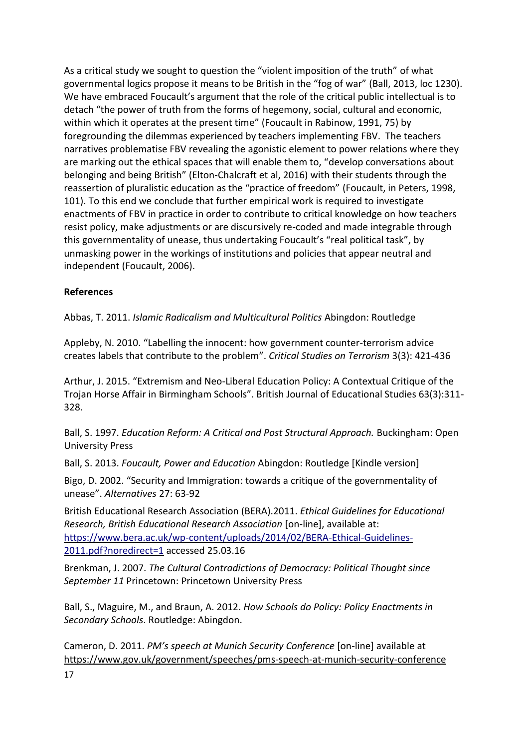As a critical study we sought to question the "violent imposition of the truth" of what governmental logics propose it means to be British in the "fog of war" (Ball, 2013, loc 1230). We have embraced Foucault's argument that the role of the critical public intellectual is to detach "the power of truth from the forms of hegemony, social, cultural and economic, within which it operates at the present time" (Foucault in Rabinow, 1991, 75) by foregrounding the dilemmas experienced by teachers implementing FBV. The teachers narratives problematise FBV revealing the agonistic element to power relations where they are marking out the ethical spaces that will enable them to, "develop conversations about belonging and being British" (Elton-Chalcraft et al, 2016) with their students through the reassertion of pluralistic education as the "practice of freedom" (Foucault, in Peters, 1998, 101). To this end we conclude that further empirical work is required to investigate enactments of FBV in practice in order to contribute to critical knowledge on how teachers resist policy, make adjustments or are discursively re-coded and made integrable through this governmentality of unease, thus undertaking Foucault's "real political task", by unmasking power in the workings of institutions and policies that appear neutral and independent (Foucault, 2006).

**References**

Abbas, T. 2011. *Islamic Radicalism and Multicultural Politics* Abingdon: Routledge

Appleby, N. 2010. "Labelling the innocent: how government counter-terrorism advice creates labels that contribute to the problem". *Critical Studies on Terrorism* 3(3): 421-436

Arthur, J. 2015. "Extremism and Neo-Liberal Education Policy: A Contextual Critique of the Trojan Horse Affair in Birmingham Schools". British Journal of Educational Studies 63(3):311-328.

Ball, S. 1997. *Education Reform: A Critical and Post Structural Approach.* Buckingham: Open University Press

Ball, S. 2013. *Foucault, Power and Education* Abingdon: Routledge [Kindle version]

Bigo, D. 2002. "Security and Immigration: towards a critique of the governmentality of unease". *Alternatives* 27: 63-92

British Educational Research Association (BERA).2011. *Ethical Guidelines for Educational Research, British Educational Research Association* [on-line], available at: https://www.bera.ac.uk/wp-content/uploads/2014/02/BERA-Ethical-Guidelines-2011.pdf?noredirect=1 accessed 25.03.16

Brenkman, J. 2007. *The Cultural Contradictions of Democracy: Political Thought since September 11* Princetown: Princetown University Press

Ball, S., Maguire, M., and Braun, A. 2012. *How Schools do Policy: Policy Enactments in Secondary Schools*. Routledge: Abingdon.

Cameron, D. 2011. *PM's speech at Munich Security Conference* [on-line] available at https://www.gov.uk/government/speeches/pms-speech-at-munich-security-conference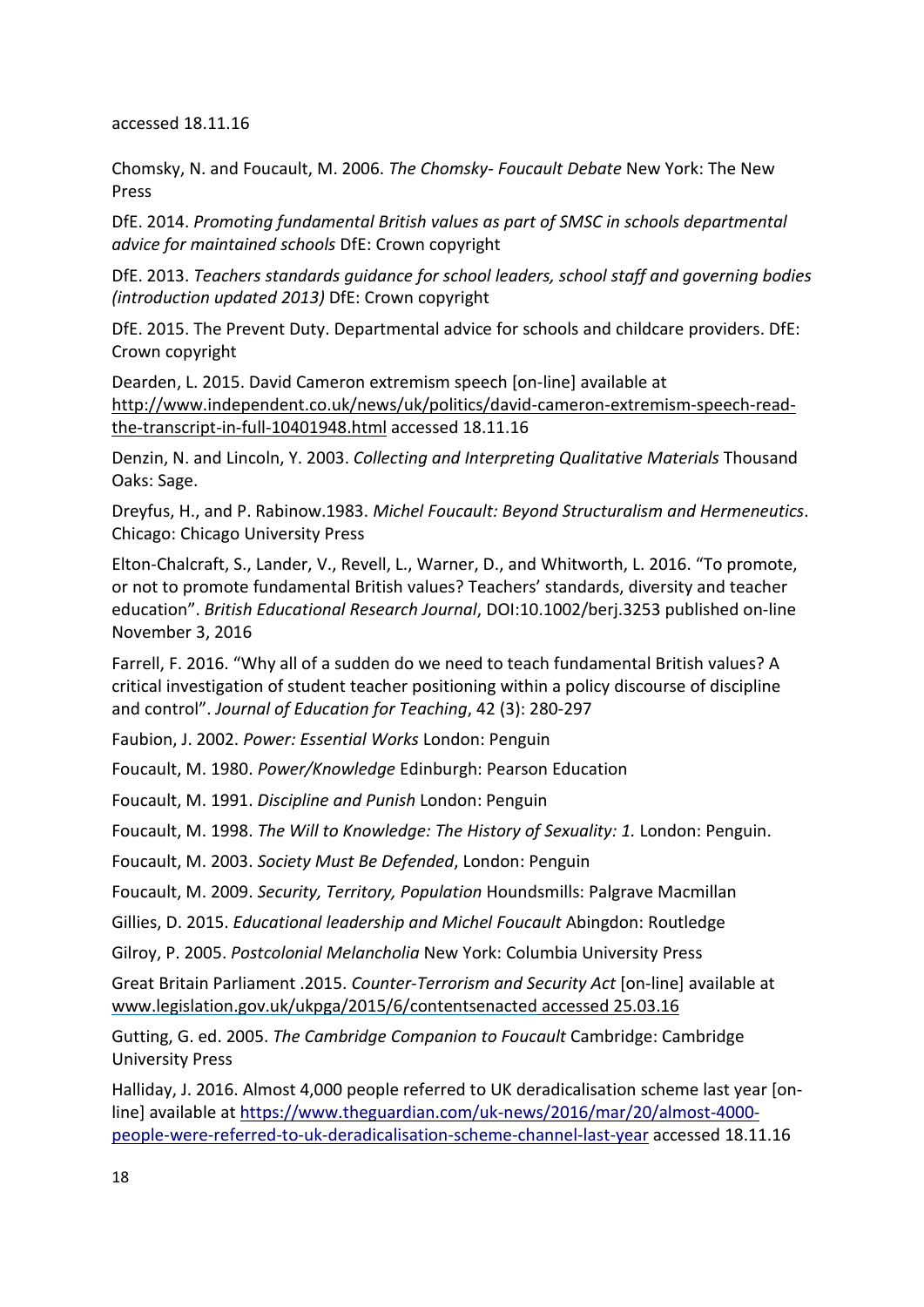accessed 18.11.16

Chomsky, N. and Foucault, M. 2006. *The Chomsky- Foucault Debate* New York: The New Press

DfE. 2014. *Promoting fundamental British values as part of SMSC in schools departmental advice for maintained schools* DfE: Crown copyright

DfE. 2013. *Teachers standards guidance for school leaders, school staff and governing bodies (introduction updated 2013)* DfE: Crown copyright

DfE. 2015. The Prevent Duty. Departmental advice for schools and childcare providers. DfE: Crown copyright

Dearden, L. 2015. David Cameron extremism speech [on-line] available at http://www.independent.co.uk/news/uk/politics/david-cameron-extremism-speech-read-the-transcript-in-full-10401948.html accessed 18.11.16

Denzin, N. and Lincoln, Y. 2003. *Collecting and Interpreting Qualitative Materials* Thousand Oaks: Sage.

Dreyfus, H., and P. Rabinow.1983. *Michel Foucault: Beyond Structuralism and Hermeneutics*. Chicago: Chicago University Press

Elton-Chalcraft, S., Lander, V., Revell, L., Warner, D., and Whitworth, L. 2016. "To promote, or not to promote fundamental British values? Teachers' standards, diversity and teacher education". *British Educational Research Journal*, DOI:10.1002/berj.3253 published on-line November 3, 2016

Farrell, F. 2016. "Why all of a sudden do we need to teach fundamental British values? A critical investigation of student teacher positioning within a policy discourse of discipline and control". *Journal of Education for Teaching*, 42 (3): 280-297

Faubion, J. 2002. *Power: Essential Works* London: Penguin

Foucault, M. 1980. *Power/Knowledge* Edinburgh: Pearson Education

Foucault, M. 1991. *Discipline and Punish* London: Penguin

Foucault, M. 1998. *The Will to Knowledge: The History of Sexuality: 1.* London: Penguin.

Foucault, M. 2003. *Society Must Be Defended*, London: Penguin

Foucault, M. 2009. *Security, Territory, Population* Houndsmills: Palgrave Macmillan

Gillies, D. 2015. *Educational leadership and Michel Foucault* Abingdon: Routledge

Gilroy, P. 2005. *Postcolonial Melancholia* New York: Columbia University Press

Great Britain Parliament .2015. *Counter-Terrorism and Security Act* [on-line] available at www.legislation.gov.uk/ukpga/2015/6/contentsenacted accessed 25.03.16

Gutting, G. ed. 2005. *The Cambridge Companion to Foucault* Cambridge: Cambridge University Press

Halliday, J. 2016. Almost 4,000 people referred to UK deradicalisation scheme last year [on-line] available at https://www.theguardian.com/uk-news/2016/mar/20/almost-4000-people-were-referred-to-uk-deradicalisation-scheme-channel-last-year accessed 18.11.16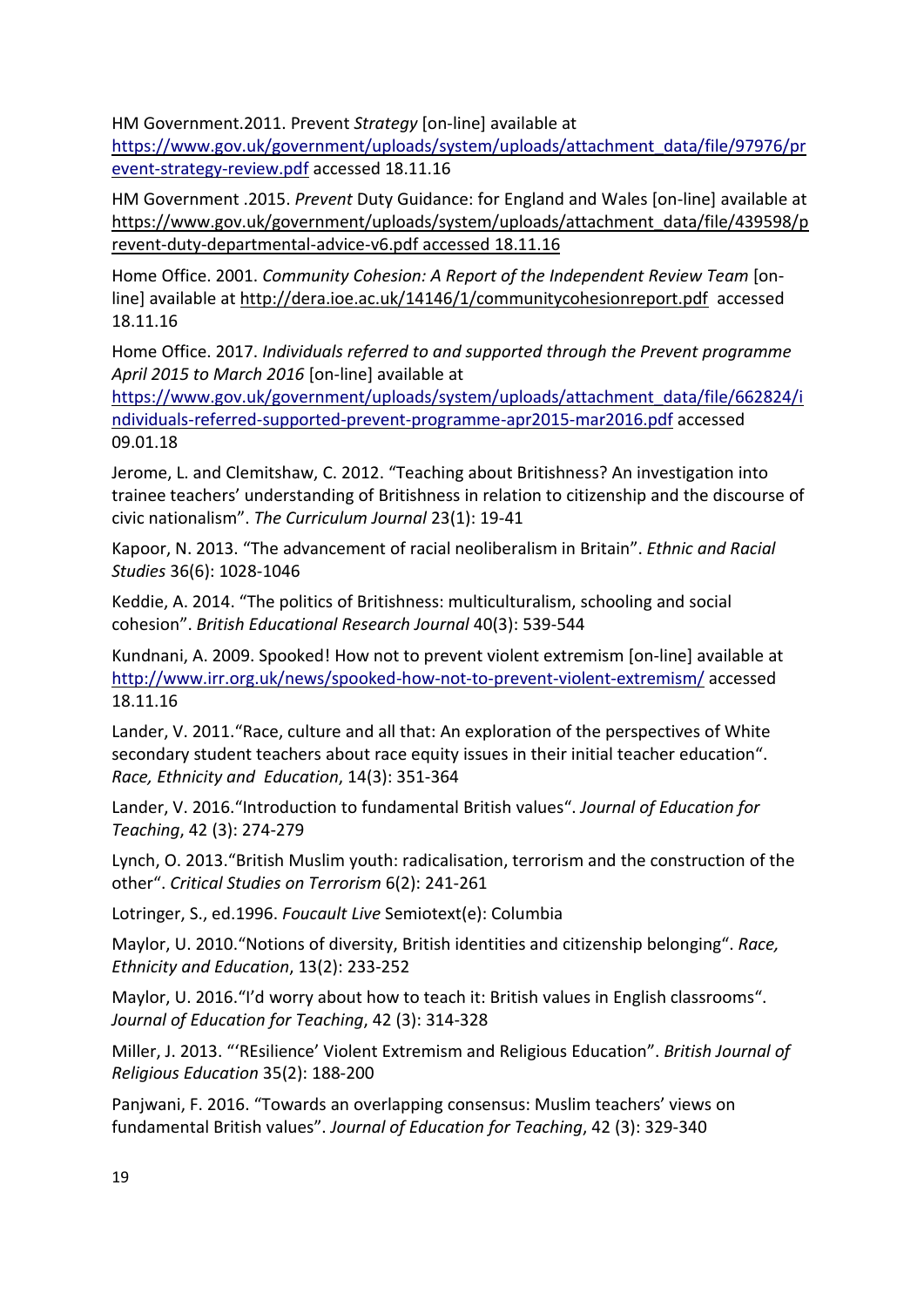HM Government.2011. Prevent *Strategy* [on-line] available at https://www.gov.uk/government/uploads/system/uploads/attachment_data/file/97976/prevent-strategy-review.pdf accessed 18.11.16

HM Government .2015. *Prevent* Duty Guidance: for England and Wales [on-line] available at https://www.gov.uk/government/uploads/system/uploads/attachment_data/file/439598/prevent-duty-departmental-advice-v6.pdf accessed 18.11.16

Home Office. 2001. *Community Cohesion: A Report of the Independent Review Team* [on-line] available at http://dera.ioe.ac.uk/14146/1/communitycohesionreport.pdf accessed 18.11.16

Home Office. 2017. *Individuals referred to and supported through the Prevent programme April 2015 to March 2016* [on-line] available at https://www.gov.uk/government/uploads/system/uploads/attachment_data/file/662824/individuals-referred-supported-prevent-programme-apr2015-mar2016.pdf accessed 09.01.18

Jerome, L. and Clemitshaw, C. 2012. "Teaching about Britishness? An investigation into trainee teachers' understanding of Britishness in relation to citizenship and the discourse of civic nationalism". *The Curriculum Journal* 23(1): 19-41

Kapoor, N. 2013. "The advancement of racial neoliberalism in Britain". *Ethnic and Racial Studies* 36(6): 1028-1046

Keddie, A. 2014. "The politics of Britishness: multiculturalism, schooling and social cohesion". *British Educational Research Journal* 40(3): 539-544

Kundnani, A. 2009. Spooked! How not to prevent violent extremism [on-line] available at http://www.irr.org.uk/news/spooked-how-not-to-prevent-violent-extremism/ accessed 18.11.16

Lander, V. 2011."Race, culture and all that: An exploration of the perspectives of White secondary student teachers about race equity issues in their initial teacher education". *Race, Ethnicity and Education*, 14(3): 351-364

Lander, V. 2016."Introduction to fundamental British values". *Journal of Education for Teaching*, 42 (3): 274-279

Lynch, O. 2013."British Muslim youth: radicalisation, terrorism and the construction of the other". *Critical Studies on Terrorism* 6(2): 241-261

Lotringer, S., ed.1996. *Foucault Live* Semiotext(e): Columbia

Maylor, U. 2010."Notions of diversity, British identities and citizenship belonging". *Race, Ethnicity and Education*, 13(2): 233-252

Maylor, U. 2016."I'd worry about how to teach it: British values in English classrooms". *Journal of Education for Teaching*, 42 (3): 314-328

Miller, J. 2013. "'REsilience' Violent Extremism and Religious Education". *British Journal of Religious Education* 35(2): 188-200

Panjwani, F. 2016. "Towards an overlapping consensus: Muslim teachers' views on fundamental British values". *Journal of Education for Teaching*, 42 (3): 329-340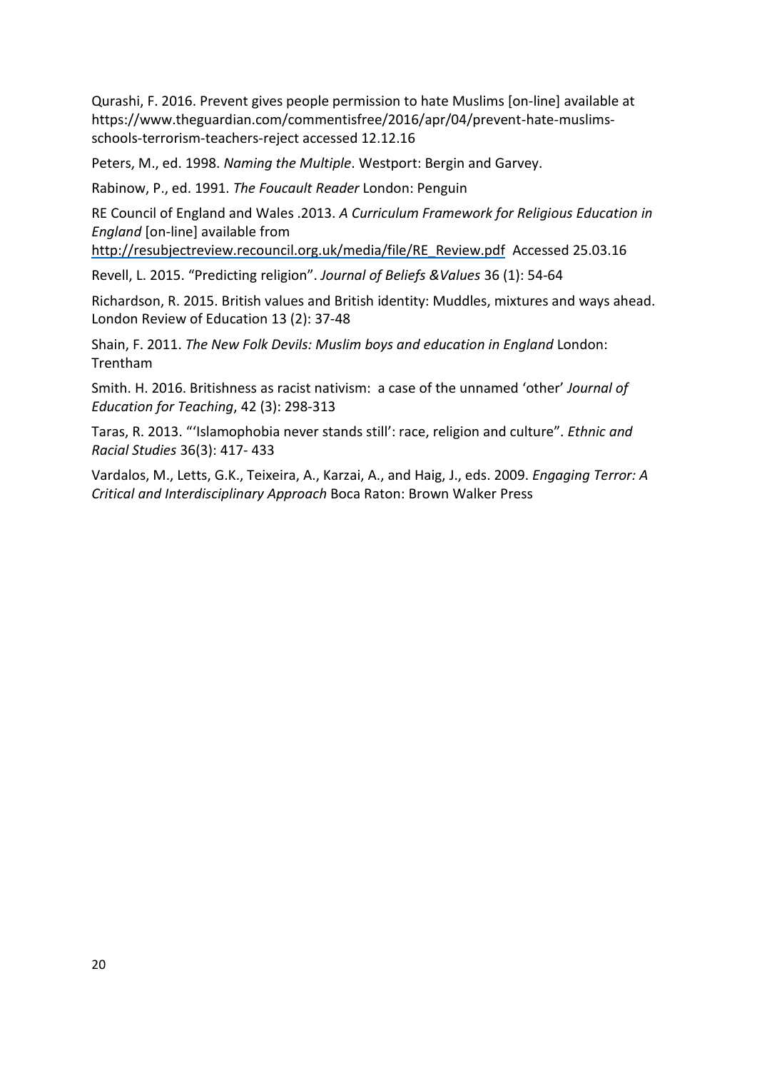Qurashi, F. 2016. Prevent gives people permission to hate Muslims [on-line] available at https://www.theguardian.com/commentisfree/2016/apr/04/prevent-hate-muslims-schools-terrorism-teachers-reject accessed 12.12.16

Peters, M., ed. 1998. *Naming the Multiple*. Westport: Bergin and Garvey.

Rabinow, P., ed. 1991. *The Foucault Reader* London: Penguin

RE Council of England and Wales .2013. *A Curriculum Framework for Religious Education in England* [on-line] available from http://resubjectreview.recouncil.org.uk/media/file/RE_Review.pdf Accessed 25.03.16

Revell, L. 2015. "Predicting religion". *Journal of Beliefs &Values* 36 (1): 54-64

Richardson, R. 2015. British values and British identity: Muddles, mixtures and ways ahead. London Review of Education 13 (2): 37-48

Shain, F. 2011. *The New Folk Devils: Muslim boys and education in England* London: Trentham

Smith. H. 2016. Britishness as racist nativism: a case of the unnamed 'other' *Journal of Education for Teaching*, 42 (3): 298-313

Taras, R. 2013. "'Islamophobia never stands still': race, religion and culture". *Ethnic and Racial Studies* 36(3): 417- 433

Vardalos, M., Letts, G.K., Teixeira, A., Karzai, A., and Haig, J., eds. 2009. *Engaging Terror: A Critical and Interdisciplinary Approach* Boca Raton: Brown Walker Press